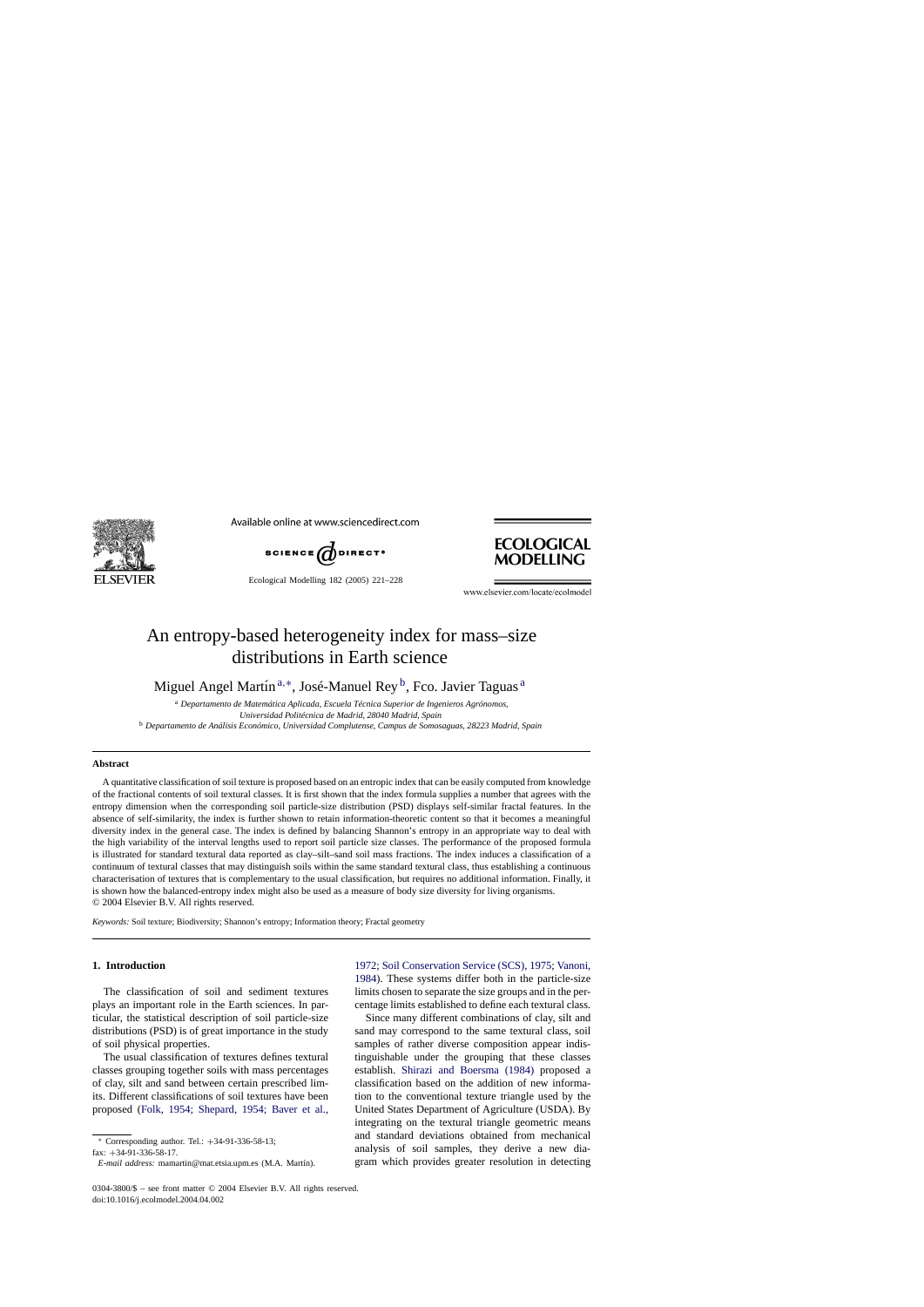# An entropy-based heterogeneity index for mass–size distributions in Earth science

Miguel Angel Martín [a,*], José-Manuel Rey [b], Fco. Javier Taguas [a]

[a] *Departamento de Matemática Aplicada, Escuela Técnica Superior de Ingenieros Agrónomos, Universidad Politécnica de Madrid, 28040 Madrid, Spain*

[b] *Departamento de Análisis Económico, Universidad Complutense, Campus de Somosaguas, 28223 Madrid, Spain*

## Abstract

A quantitative classification of soil texture is proposed based on an entropic index that can be easily computed from knowledge of the fractional contents of soil textural classes. It is first shown that the index formula supplies a number that agrees with the entropy dimension when the corresponding soil particle-size distribution (PSD) displays self-similar fractal features. In the absence of self-similarity, the index is further shown to retain information-theoretic content so that it becomes a meaningful diversity index in the general case. The index is defined by balancing Shannon's entropy in an appropriate way to deal with the high variability of the interval lengths used to report soil particle size classes. The performance of the proposed formula is illustrated for standard textural data reported as clay–silt–sand soil mass fractions. The index induces a classification of a continuum of textural classes that may distinguish soils within the same standard textural class, thus establishing a continuous characterisation of textures that is complementary to the usual classification, but requires no additional information. Finally, it is shown how the balanced-entropy index might also be used as a measure of body size diversity for living organisms.

© 2004 Elsevier B.V. All rights reserved.

*Keywords:* Soil texture; Biodiversity; Shannon's entropy; Information theory; Fractal geometry

## 1. Introduction

The classification of soil and sediment textures plays an important role in the Earth sciences. In particular, the statistical description of soil particle-size distributions (PSD) is of great importance in the study of soil physical properties.

The usual classification of textures defines textural classes grouping together soils with mass percentages of clay, silt and sand between certain prescribed limits. Different classifications of soil textures have been proposed (Folk, 1954; Shepard, 1954; Baver et al., 1972; Soil Conservation Service (SCS), 1975; Vanoni, 1984). These systems differ both in the particle-size limits chosen to separate the size groups and in the percentage limits established to define each textural class.

Since many different combinations of clay, silt and sand may correspond to the same textural class, soil samples of rather diverse composition appear indistinguishable under the grouping that these classes establish. Shirazi and Boersma (1984) proposed a classification based on the addition of new information to the conventional texture triangle used by the United States Department of Agriculture (USDA). By integrating on the textural triangle geometric means and standard deviations obtained from mechanical analysis of soil samples, they derive a new diagram which provides greater resolution in detecting

* Corresponding author. Tel.: +34-91-336-58-13; fax: +34-91-336-58-17.
*E-mail address:* mamartin@mat.etsia.upm.es (M.A. Martín).

0304-3800/$ – see front matter © 2004 Elsevier B.V. All rights reserved.
doi:10.1016/j.ecolmodel.2004.04.002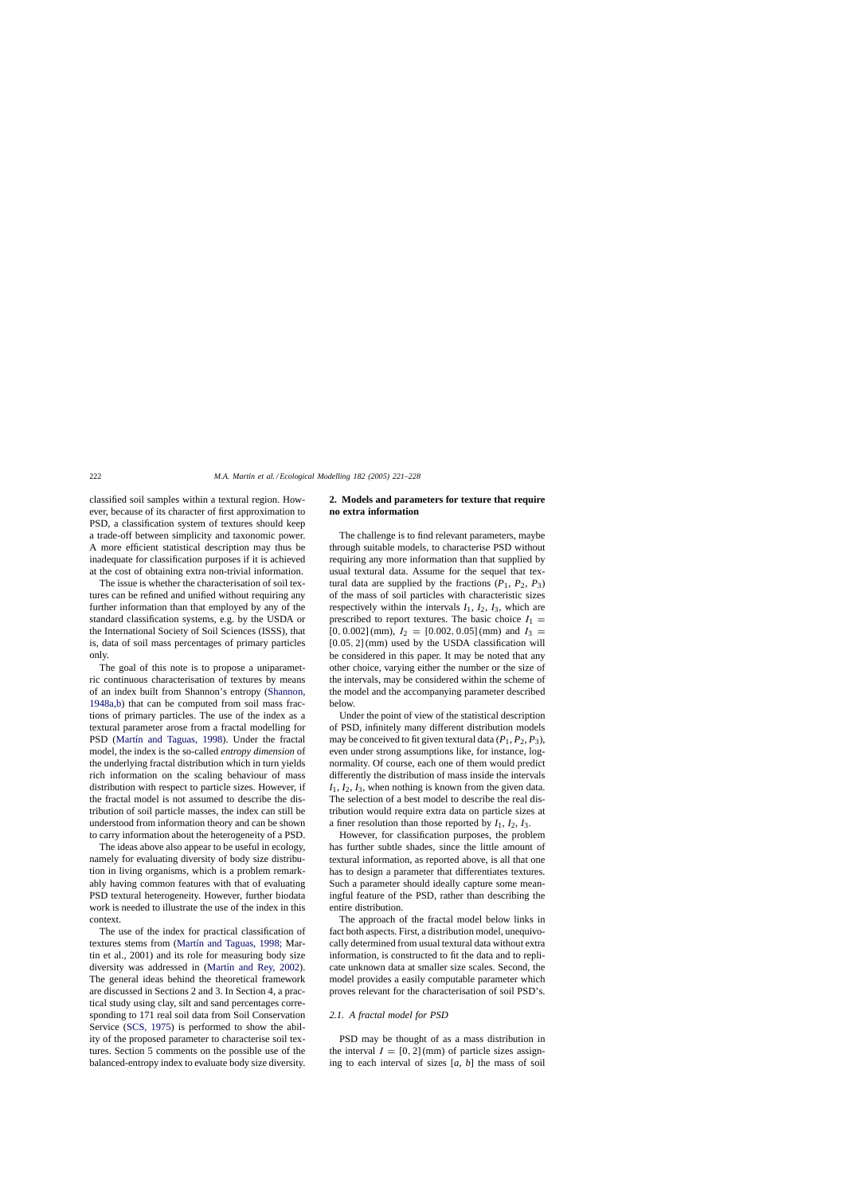classified soil samples within a textural region. However, because of its character of first approximation to PSD, a classification system of textures should keep a trade-off between simplicity and taxonomic power. A more efficient statistical description may thus be inadequate for classification purposes if it is achieved at the cost of obtaining extra non-trivial information.

The issue is whether the characterisation of soil textures can be refined and unified without requiring any further information than that employed by any of the standard classification systems, e.g. by the USDA or the International Society of Soil Sciences (ISSS), that is, data of soil mass percentages of primary particles only.

The goal of this note is to propose a uniparametric continuous characterisation of textures by means of an index built from Shannon's entropy (Shannon, 1948a,b) that can be computed from soil mass fractions of primary particles. The use of the index as a textural parameter arose from a fractal modelling for PSD (Martín and Taguas, 1998). Under the fractal model, the index is the so-called *entropy dimension* of the underlying fractal distribution which in turn yields rich information on the scaling behaviour of mass distribution with respect to particle sizes. However, if the fractal model is not assumed to describe the distribution of soil particle masses, the index can still be understood from information theory and can be shown to carry information about the heterogeneity of a PSD.

The ideas above also appear to be useful in ecology, namely for evaluating diversity of body size distribution in living organisms, which is a problem remarkably having common features with that of evaluating PSD textural heterogeneity. However, further biodata work is needed to illustrate the use of the index in this context.

The use of the index for practical classification of textures stems from (Martín and Taguas, 1998; Martin et al., 2001) and its role for measuring body size diversity was addressed in (Martín and Rey, 2002). The general ideas behind the theoretical framework are discussed in Sections 2 and 3. In Section 4, a practical study using clay, silt and sand percentages corresponding to 171 real soil data from Soil Conservation Service (SCS, 1975) is performed to show the ability of the proposed parameter to characterise soil textures. Section 5 comments on the possible use of the balanced-entropy index to evaluate body size diversity.

## 2. Models and parameters for texture that require no extra information

The challenge is to find relevant parameters, maybe through suitable models, to characterise PSD without requiring any more information than that supplied by usual textural data. Assume for the sequel that textural data are supplied by the fractions $(P_1, P_2, P_3)$ of the mass of soil particles with characteristic sizes respectively within the intervals $I_1, I_2, I_3$, which are prescribed to report textures. The basic choice $I_1 = [0, 0.002]$ (mm), $I_2 = [0.002, 0.05]$ (mm) and $I_3 = [0.05, 2]$ (mm) used by the USDA classification will be considered in this paper. It may be noted that any other choice, varying either the number or the size of the intervals, may be considered within the scheme of the model and the accompanying parameter described below.

Under the point of view of the statistical description of PSD, infinitely many different distribution models may be conceived to fit given textural data $(P_1, P_2, P_3)$, even under strong assumptions like, for instance, lognormality. Of course, each one of them would predict differently the distribution of mass inside the intervals $I_1, I_2, I_3$, when nothing is known from the given data. The selection of a best model to describe the real distribution would require extra data on particle sizes at a finer resolution than those reported by $I_1, I_2, I_3$.

However, for classification purposes, the problem has further subtle shades, since the little amount of textural information, as reported above, is all that one has to design a parameter that differentiates textures. Such a parameter should ideally capture some meaningful feature of the PSD, rather than describing the entire distribution.

The approach of the fractal model below links in fact both aspects. First, a distribution model, unequivocally determined from usual textural data without extra information, is constructed to fit the data and to replicate unknown data at smaller size scales. Second, the model provides a easily computable parameter which proves relevant for the characterisation of soil PSD's.

### 2.1. A fractal model for PSD

PSD may be thought of as a mass distribution in the interval $I = [0, 2]$ (mm) of particle sizes assigning to each interval of sizes $[a, b]$ the mass of soil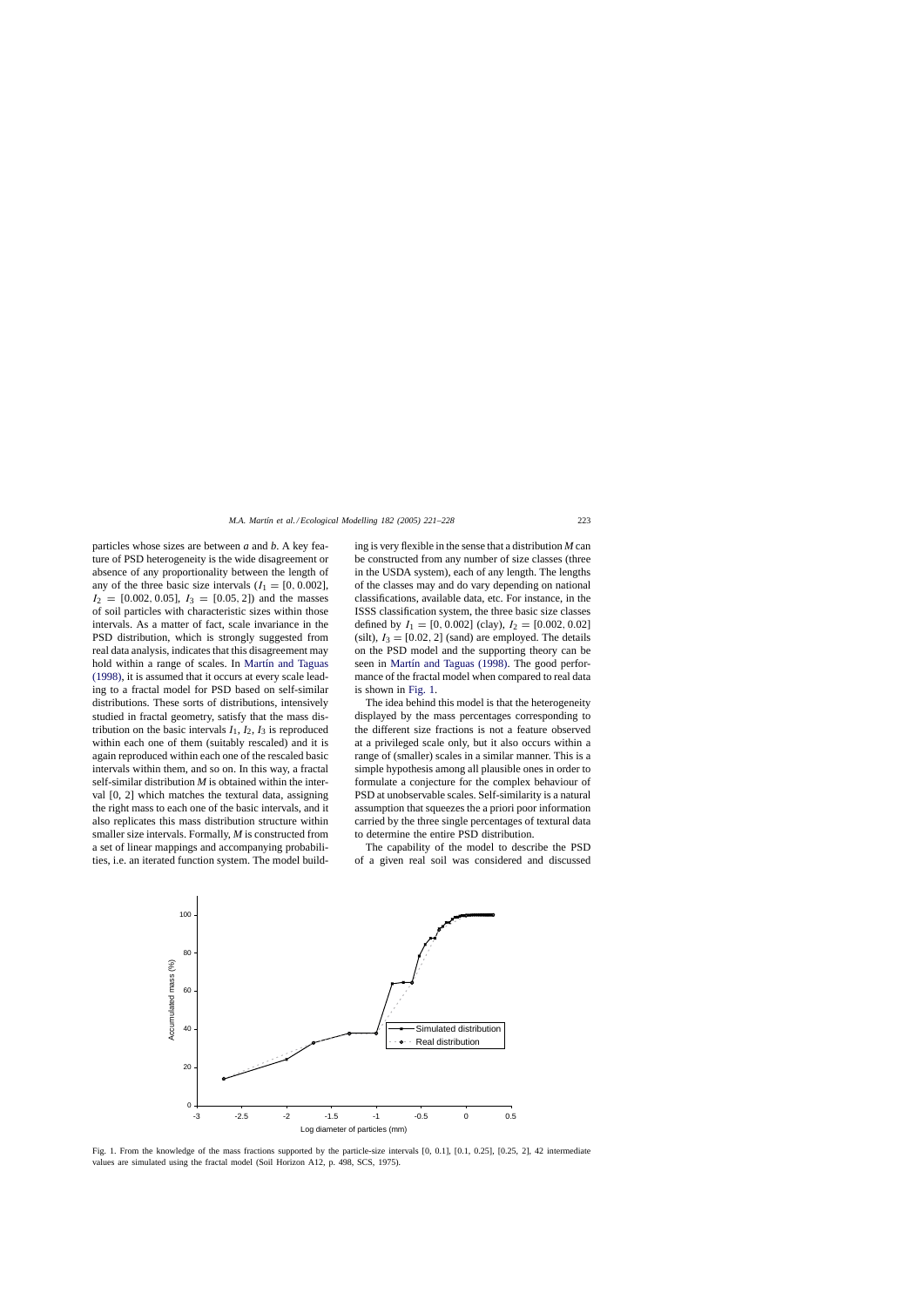particles whose sizes are between $a$ and $b$. A key feature of PSD heterogeneity is the wide disagreement or absence of any proportionality between the length of any of the three basic size intervals ($I_1 = [0, 0.002]$, $I_2 = [0.002, 0.05]$, $I_3 = [0.05, 2]$) and the masses of soil particles with characteristic sizes within those intervals. As a matter of fact, scale invariance in the PSD distribution, which is strongly suggested from real data analysis, indicates that this disagreement may hold within a range of scales. In Martín and Taguas (1998), it is assumed that it occurs at every scale leading to a fractal model for PSD based on self-similar distributions. These sorts of distributions, intensively studied in fractal geometry, satisfy that the mass distribution on the basic intervals $I_1$, $I_2$, $I_3$ is reproduced within each one of them (suitably rescaled) and it is again reproduced within each one of the rescaled basic intervals within them, and so on. In this way, a fractal self-similar distribution $M$ is obtained within the interval [0, 2] which matches the textural data, assigning the right mass to each one of the basic intervals, and it also replicates this mass distribution structure within smaller size intervals. Formally, $M$ is constructed from a set of linear mappings and accompanying probabilities, i.e. an iterated function system. The model building is very flexible in the sense that a distribution $M$ can be constructed from any number of size classes (three in the USDA system), each of any length. The lengths of the classes may and do vary depending on national classifications, available data, etc. For instance, in the ISSS classification system, the three basic size classes defined by $I_1 = [0, 0.002]$ (clay), $I_2 = [0.002, 0.02]$ (silt), $I_3 = [0.02, 2]$ (sand) are employed. The details on the PSD model and the supporting theory can be seen in Martín and Taguas (1998). The good performance of the fractal model when compared to real data is shown in Fig. 1.

The idea behind this model is that the heterogeneity displayed by the mass percentages corresponding to the different size fractions is not a feature observed at a privileged scale only, but it also occurs within a range of (smaller) scales in a similar manner. This is a simple hypothesis among all plausible ones in order to formulate a conjecture for the complex behaviour of PSD at unobservable scales. Self-similarity is a natural assumption that squeezes the a priori poor information carried by the three single percentages of textural data to determine the entire PSD distribution.

The capability of the model to describe the PSD of a given real soil was considered and discussed

Fig. 1. From the knowledge of the mass fractions supported by the particle-size intervals [0, 0.1], [0.1, 0.25], [0.25, 2], 42 intermediate values are simulated using the fractal model (Soil Horizon A12, p. 498, SCS, 1975).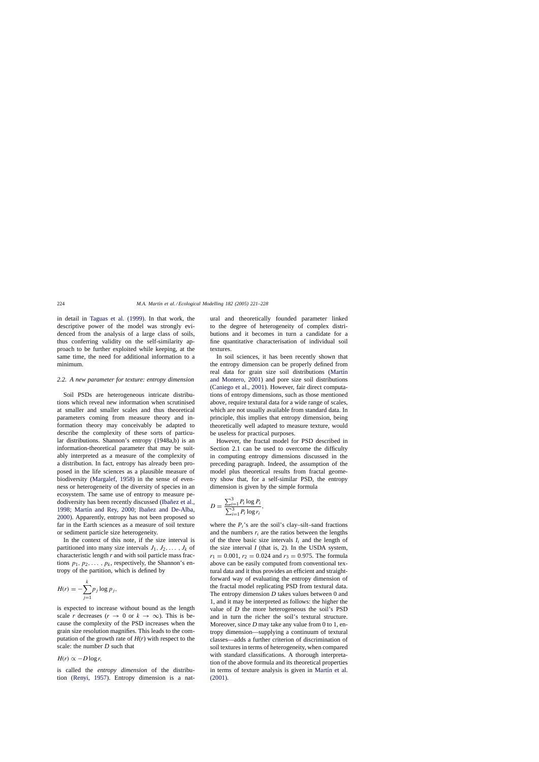in detail in Taguas et al. (1999). In that work, the descriptive power of the model was strongly evidenced from the analysis of a large class of soils, thus conferring validity on the self-similarity approach to be further exploited while keeping, at the same time, the need for additional information to a minimum.

### 2.2. A new parameter for texture: entropy dimension

Soil PSDs are heterogeneous intricate distributions which reveal new information when scrutinised at smaller and smaller scales and thus theoretical parameters coming from measure theory and information theory may conceivably be adapted to describe the complexity of these sorts of particular distributions. Shannon's entropy (1948a,b) is an information-theoretical parameter that may be suitably interpreted as a measure of the complexity of a distribution. In fact, entropy has already been proposed in the life sciences as a plausible measure of biodiversity (Margalef, 1958) in the sense of evenness or heterogeneity of the diversity of species in an ecosystem. The same use of entropy to measure pedodiversity has been recently discussed (Ibañez et al., 1998; Martín and Rey, 2000; Ibañez and De-Alba, 2000). Apparently, entropy has not been proposed so far in the Earth sciences as a measure of soil texture or sediment particle size heterogeneity.

In the context of this note, if the size interval is partitioned into many size intervals $J_1, J_2, \ldots, J_k$ of characteristic length $r$ and with soil particle mass fractions $p_1, p_2, \ldots, p_k$, respectively, the Shannon's entropy of the partition, which is defined by

$$H(r) = -\sum_{j=1}^{k} p_j \log p_j,$$

is expected to increase without bound as the length scale $r$ decreases ($r \to 0$ or $k \to \infty$). This is because the complexity of the PSD increases when the grain size resolution magnifies. This leads to the computation of the growth rate of $H(r)$ with respect to the scale: the number $D$ such that

$$H(r) \propto -D \log r,$$

is called the *entropy dimension* of the distribution (Renyi, 1957). Entropy dimension is a natural and theoretically founded parameter linked to the degree of heterogeneity of complex distributions and it becomes in turn a candidate for a fine quantitative characterisation of individual soil textures.

In soil sciences, it has been recently shown that the entropy dimension can be properly defined from real data for grain size soil distributions (Martín and Montero, 2001) and pore size soil distributions (Caniego et al., 2001). However, fair direct computations of entropy dimensions, such as those mentioned above, require textural data for a wide range of scales, which are not usually available from standard data. In principle, this implies that entropy dimension, being theoretically well adapted to measure texture, would be useless for practical purposes.

However, the fractal model for PSD described in Section 2.1 can be used to overcome the difficulty in computing entropy dimensions discussed in the preceding paragraph. Indeed, the assumption of the model plus theoretical results from fractal geometry show that, for a self-similar PSD, the entropy dimension is given by the simple formula

$$D = \frac{\sum_{i=1}^{3} P_i \log P_i}{\sum_{i=1}^{3} P_i \log r_i},$$

where the $P_i$'s are the soil's clay–silt–sand fractions and the numbers $r_i$ are the ratios between the lengths of the three basic size intervals $I_i$ and the length of the size interval $I$ (that is, 2). In the USDA system, $r_1 = 0.001$, $r_2 = 0.024$ and $r_3 = 0.975$. The formula above can be easily computed from conventional textural data and it thus provides an efficient and straightforward way of evaluating the entropy dimension of the fractal model replicating PSD from textural data. The entropy dimension $D$ takes values between 0 and 1, and it may be interpreted as follows: the higher the value of $D$ the more heterogeneous the soil's PSD and in turn the richer the soil's textural structure. Moreover, since $D$ may take any value from 0 to 1, entropy dimension—supplying a continuum of textural classes—adds a further criterion of discrimination of soil textures in terms of heterogeneity, when compared with standard classifications. A thorough interpretation of the above formula and its theoretical properties in terms of texture analysis is given in Martín et al. (2001).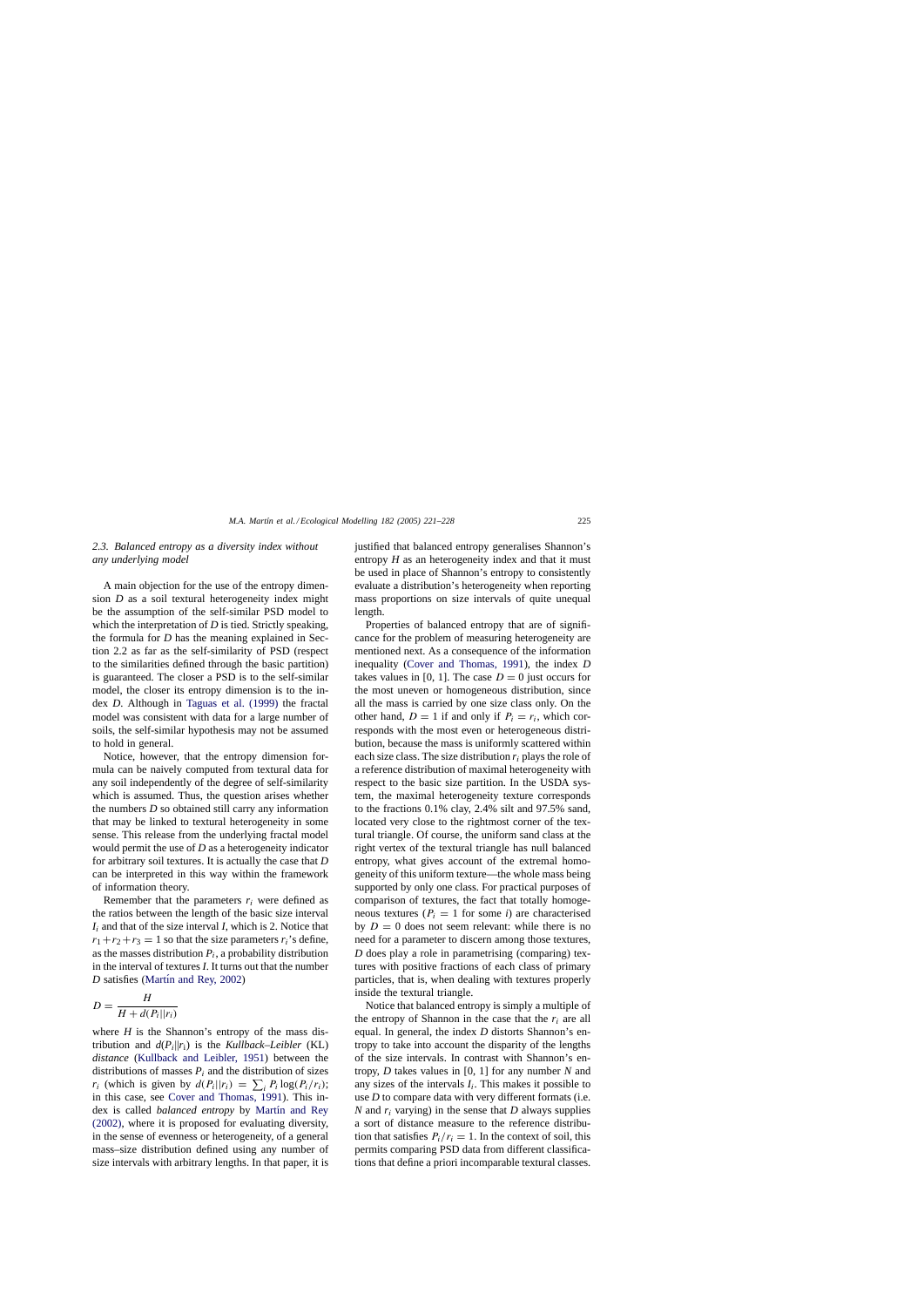### 2.3. Balanced entropy as a diversity index without any underlying model

A main objection for the use of the entropy dimension $D$ as a soil textural heterogeneity index might be the assumption of the self-similar PSD model to which the interpretation of $D$ is tied. Strictly speaking, the formula for $D$ has the meaning explained in Section 2.2 as far as the self-similarity of PSD (respect to the similarities defined through the basic partition) is guaranteed. The closer a PSD is to the self-similar model, the closer its entropy dimension is to the index $D$. Although in Taguas et al. (1999) the fractal model was consistent with data for a large number of soils, the self-similar hypothesis may not be assumed to hold in general.

Notice, however, that the entropy dimension formula can be naively computed from textural data for any soil independently of the degree of self-similarity which is assumed. Thus, the question arises whether the numbers $D$ so obtained still carry any information that may be linked to textural heterogeneity in some sense. This release from the underlying fractal model would permit the use of $D$ as a heterogeneity indicator for arbitrary soil textures. It is actually the case that $D$ can be interpreted in this way within the framework of information theory.

Remember that the parameters $r_i$ were defined as the ratios between the length of the basic size interval $I_i$ and that of the size interval $I$, which is 2. Notice that $r_1+r_2+r_3 = 1$ so that the size parameters $r_i$'s define, as the masses distribution $P_i$, a probability distribution in the interval of textures $I$. It turns out that the number $D$ satisfies (Martín and Rey, 2002)

$$D = \frac{H}{H + d(P_i||r_i)}$$

where $H$ is the Shannon's entropy of the mass distribution and $d(P_i||r_i)$ is the *Kullback–Leibler* (KL) *distance* (Kullback and Leibler, 1951) between the distributions of masses $P_i$ and the distribution of sizes $r_i$ (which is given by $d(P_i||r_i) = \sum_i P_i \log(P_i/r_i)$; in this case, see Cover and Thomas, 1991). This index is called *balanced entropy* by Martín and Rey (2002), where it is proposed for evaluating diversity, in the sense of evenness or heterogeneity, of a general mass–size distribution defined using any number of size intervals with arbitrary lengths. In that paper, it is justified that balanced entropy generalises Shannon's entropy $H$ as an heterogeneity index and that it must be used in place of Shannon's entropy to consistently evaluate a distribution's heterogeneity when reporting mass proportions on size intervals of quite unequal length.

Properties of balanced entropy that are of significance for the problem of measuring heterogeneity are mentioned next. As a consequence of the information inequality (Cover and Thomas, 1991), the index $D$ takes values in [0, 1]. The case $D = 0$ just occurs for the most uneven or homogeneous distribution, since all the mass is carried by one size class only. On the other hand, $D = 1$ if and only if $P_i = r_i$, which corresponds with the most even or heterogeneous distribution, because the mass is uniformly scattered within each size class. The size distribution $r_i$ plays the role of a reference distribution of maximal heterogeneity with respect to the basic size partition. In the USDA system, the maximal heterogeneity texture corresponds to the fractions 0.1% clay, 2.4% silt and 97.5% sand, located very close to the rightmost corner of the textural triangle. Of course, the uniform sand class at the right vertex of the textural triangle has null balanced entropy, what gives account of the extremal homogeneity of this uniform texture—the whole mass being supported by only one class. For practical purposes of comparison of textures, the fact that totally homogeneous textures ($P_i = 1$ for some $i$) are characterised by $D = 0$ does not seem relevant: while there is no need for a parameter to discern among those textures, $D$ does play a role in parametrising (comparing) textures with positive fractions of each class of primary particles, that is, when dealing with textures properly inside the textural triangle.

Notice that balanced entropy is simply a multiple of the entropy of Shannon in the case that the $r_i$ are all equal. In general, the index $D$ distorts Shannon's entropy to take into account the disparity of the lengths of the size intervals. In contrast with Shannon's entropy, $D$ takes values in [0, 1] for any number $N$ and any sizes of the intervals $I_i$. This makes it possible to use $D$ to compare data with very different formats (i.e. $N$ and $r_i$ varying) in the sense that $D$ always supplies a sort of distance measure to the reference distribution that satisfies $P_i/r_i = 1$. In the context of soil, this permits comparing PSD data from different classifications that define a priori incomparable textural classes.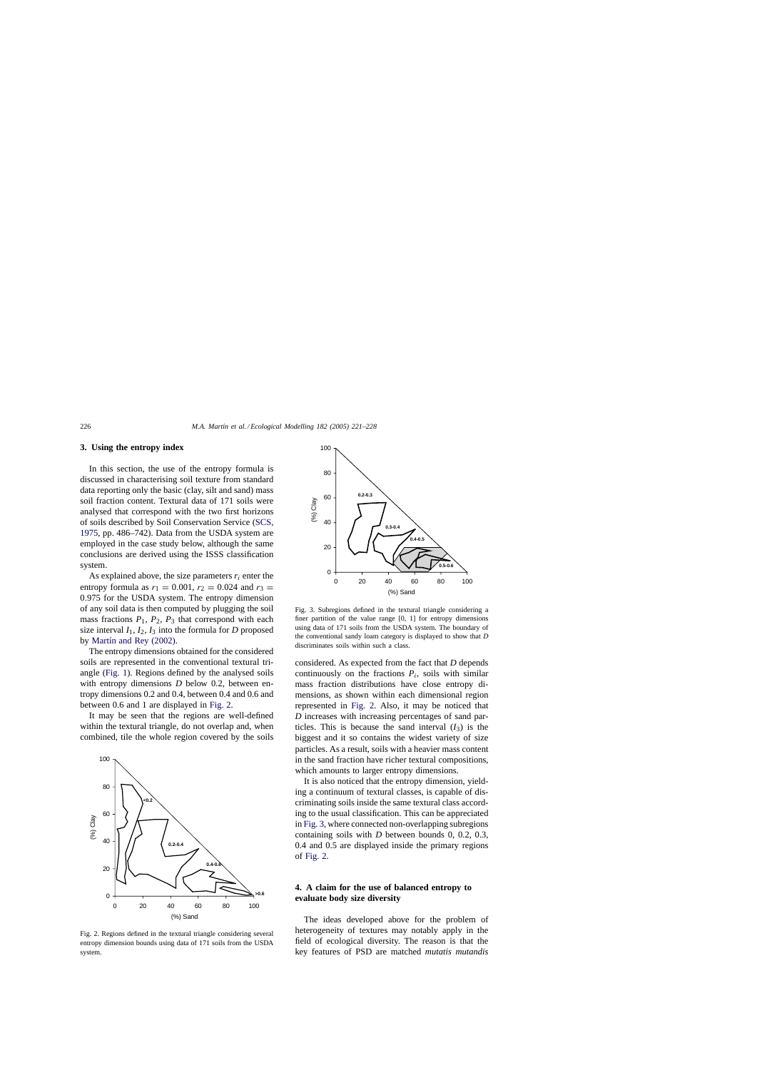## 3. Using the entropy index

In this section, the use of the entropy formula is discussed in characterising soil texture from standard data reporting only the basic (clay, silt and sand) mass soil fraction content. Textural data of 171 soils were analysed that correspond with the two first horizons of soils described by Soil Conservation Service (SCS, 1975, pp. 486–742). Data from the USDA system are employed in the case study below, although the same conclusions are derived using the ISSS classification system.

As explained above, the size parameters $r_i$ enter the entropy formula as $r_1 = 0.001$, $r_2 = 0.024$ and $r_3 = 0.975$ for the USDA system. The entropy dimension of any soil data is then computed by plugging the soil mass fractions $P_1$, $P_2$, $P_3$ that correspond with each size interval $I_1$, $I_2$, $I_3$ into the formula for $D$ proposed by Martín and Rey (2002).

The entropy dimensions obtained for the considered soils are represented in the conventional textural triangle (Fig. 1). Regions defined by the analysed soils with entropy dimensions $D$ below 0.2, between entropy dimensions 0.2 and 0.4, between 0.4 and 0.6 and between 0.6 and 1 are displayed in Fig. 2.

It may be seen that the regions are well-defined within the textural triangle, do not overlap and, when combined, tile the whole region covered by the soils considered. As expected from the fact that $D$ depends continuously on the fractions $P_i$, soils with similar mass fraction distributions have close entropy dimensions, as shown within each dimensional region represented in Fig. 2. Also, it may be noticed that $D$ increases with increasing percentages of sand particles. This is because the sand interval ($I_3$) is the biggest and it so contains the widest variety of size particles. As a result, soils with a heavier mass content in the sand fraction have richer textural compositions, which amounts to larger entropy dimensions.

Fig. 2. Regions defined in the textural triangle considering several entropy dimension bounds using data of 171 soils from the USDA system.

Fig. 3. Subregions defined in the textural triangle considering a finer partition of the value range [0, 1] for entropy dimensions using data of 171 soils from the USDA system. The boundary of the conventional sandy loam category is displayed to show that $D$ discriminates soils within such a class.

It is also noticed that the entropy dimension, yielding a continuum of textural classes, is capable of discriminating soils inside the same textural class according to the usual classification. This can be appreciated in Fig. 3, where connected non-overlapping subregions containing soils with $D$ between bounds 0, 0.2, 0.3, 0.4 and 0.5 are displayed inside the primary regions of Fig. 2.

## 4. A claim for the use of balanced entropy to evaluate body size diversity

The ideas developed above for the problem of heterogeneity of textures may notably apply in the field of ecological diversity. The reason is that the key features of PSD are matched *mutatis mutandis*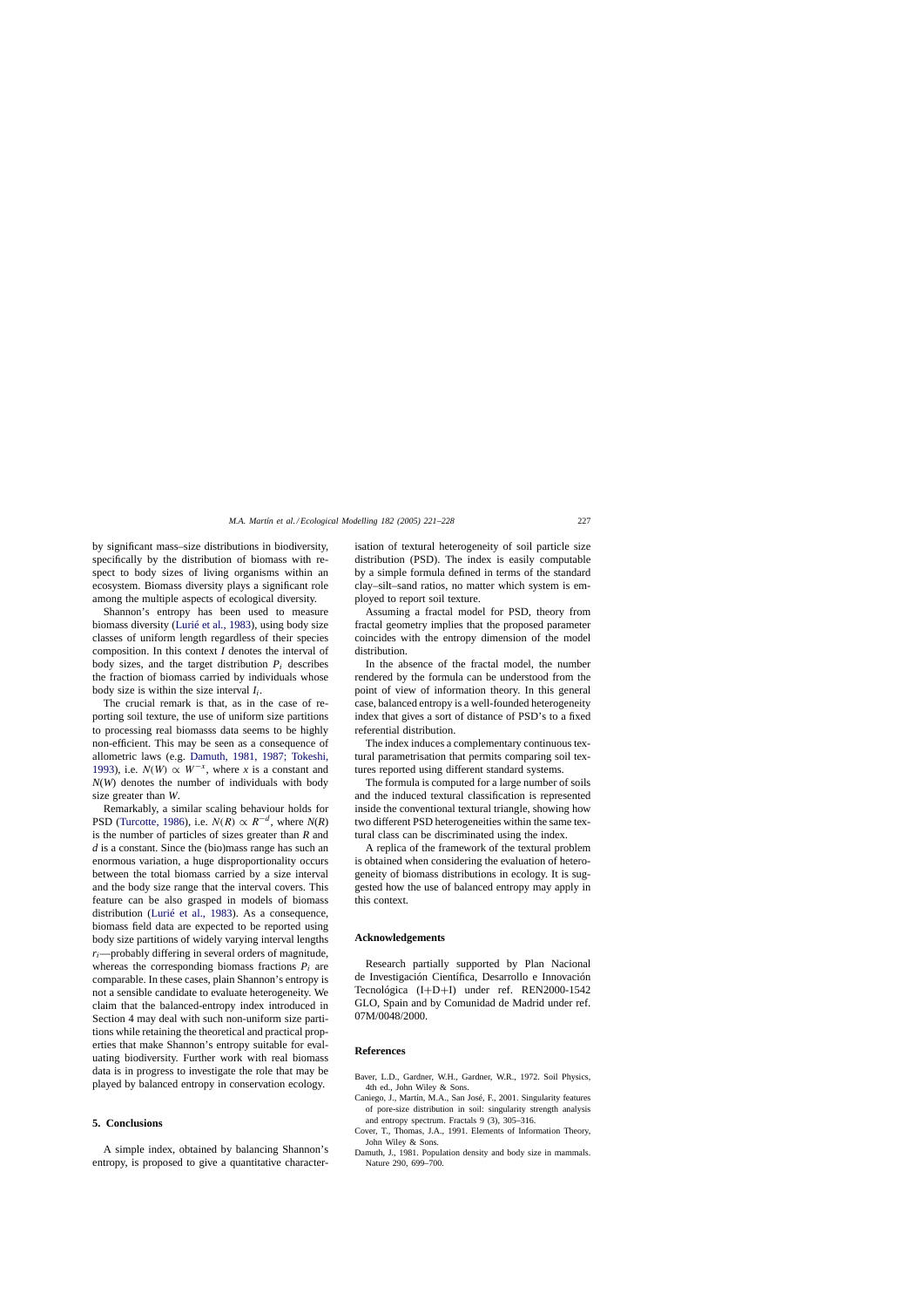by significant mass–size distributions in biodiversity, specifically by the distribution of biomass with respect to body sizes of living organisms within an ecosystem. Biomass diversity plays a significant role among the multiple aspects of ecological diversity.

Shannon's entropy has been used to measure biomass diversity (Lurié et al., 1983), using body size classes of uniform length regardless of their species composition. In this context $I$ denotes the interval of body sizes, and the target distribution $P_i$ describes the fraction of biomass carried by individuals whose body size is within the size interval $I_i$.

The crucial remark is that, as in the case of reporting soil texture, the use of uniform size partitions to processing real biomasss data seems to be highly non-efficient. This may be seen as a consequence of allometric laws (e.g. Damuth, 1981, 1987; Tokeshi, 1993), i.e. $N(W) \propto W^{-x}$, where $x$ is a constant and $N(W)$ denotes the number of individuals with body size greater than $W$.

Remarkably, a similar scaling behaviour holds for PSD (Turcotte, 1986), i.e. $N(R) \propto R^{-d}$, where $N(R)$ is the number of particles of sizes greater than $R$ and $d$ is a constant. Since the (bio)mass range has such an enormous variation, a huge disproportionality occurs between the total biomass carried by a size interval and the body size range that the interval covers. This feature can be also grasped in models of biomass distribution (Lurié et al., 1983). As a consequence, biomass field data are expected to be reported using body size partitions of widely varying interval lengths $r_i$—probably differing in several orders of magnitude, whereas the corresponding biomass fractions $P_i$ are comparable. In these cases, plain Shannon's entropy is not a sensible candidate to evaluate heterogeneity. We claim that the balanced-entropy index introduced in Section 4 may deal with such non-uniform size partitions while retaining the theoretical and practical properties that make Shannon's entropy suitable for evaluating biodiversity. Further work with real biomass data is in progress to investigate the role that may be played by balanced entropy in conservation ecology.

## 5. Conclusions

A simple index, obtained by balancing Shannon's entropy, is proposed to give a quantitative characterisation of textural heterogeneity of soil particle size distribution (PSD). The index is easily computable by a simple formula defined in terms of the standard clay–silt–sand ratios, no matter which system is employed to report soil texture.

Assuming a fractal model for PSD, theory from fractal geometry implies that the proposed parameter coincides with the entropy dimension of the model distribution.

In the absence of the fractal model, the number rendered by the formula can be understood from the point of view of information theory. In this general case, balanced entropy is a well-founded heterogeneity index that gives a sort of distance of PSD's to a fixed referential distribution.

The index induces a complementary continuous textural parametrisation that permits comparing soil textures reported using different standard systems.

The formula is computed for a large number of soils and the induced textural classification is represented inside the conventional textural triangle, showing how two different PSD heterogeneities within the same textural class can be discriminated using the index.

A replica of the framework of the textural problem is obtained when considering the evaluation of heterogeneity of biomass distributions in ecology. It is suggested how the use of balanced entropy may apply in this context.

## Acknowledgements

Research partially supported by Plan Nacional de Investigación Científica, Desarrollo e Innovación Tecnológica (I+D+I) under ref. REN2000-1542 GLO, Spain and by Comunidad de Madrid under ref. 07M/0048/2000.

## References

Baver, L.D., Gardner, W.H., Gardner, W.R., 1972. Soil Physics, 4th ed., John Wiley & Sons.

Caniego, J., Martín, M.A., San José, F., 2001. Singularity features of pore-size distribution in soil: singularity strength analysis and entropy spectrum. Fractals 9 (3), 305–316.

Cover, T., Thomas, J.A., 1991. Elements of Information Theory, John Wiley & Sons.

Damuth, J., 1981. Population density and body size in mammals. Nature 290, 699–700.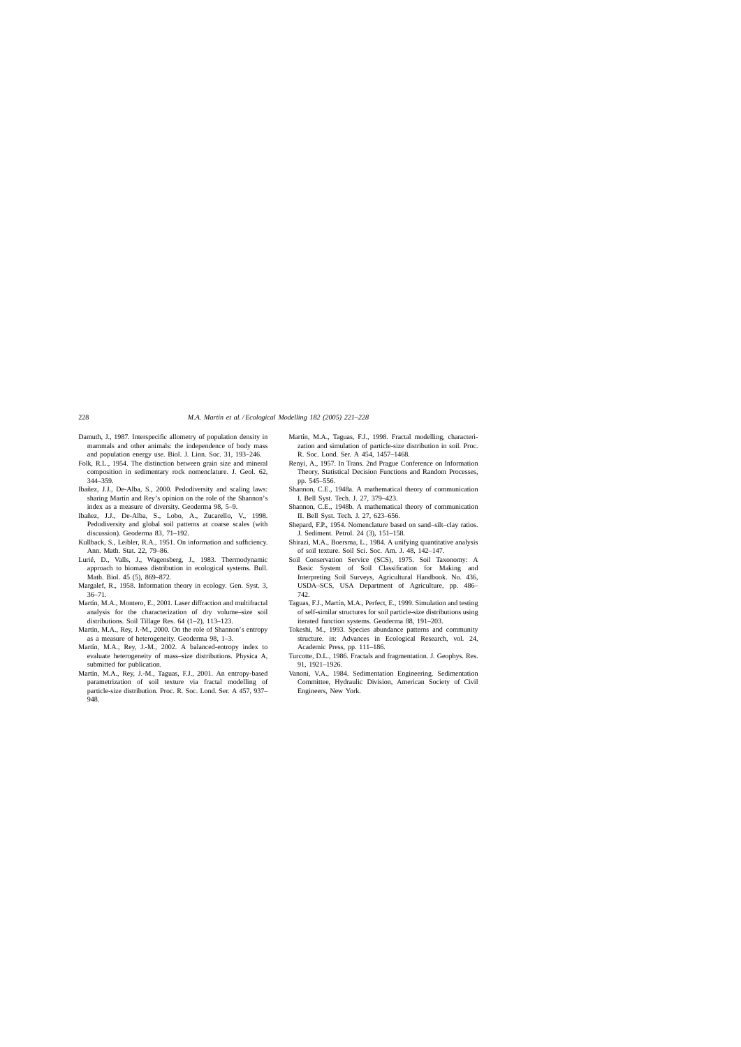Damuth, J., 1987. Interspecific allometry of population density in mammals and other animals: the independence of body mass and population energy use. Biol. J. Linn. Soc. 31, 193–246.

Folk, R.L., 1954. The distinction between grain size and mineral composition in sedimentary rock nomenclature. J. Geol. 62, 344–359.

Ibañez, J.J., De-Alba, S., 2000. Pedodiversity and scaling laws: sharing Martín and Rey's opinion on the role of the Shannon's index as a measure of diversity. Geoderma 98, 5–9.

Ibañez, J.J., De-Alba, S., Lobo, A., Zucarello, V., 1998. Pedodiversity and global soil patterns at coarse scales (with discussion). Geoderma 83, 71–192.

Kullback, S., Leibler, R.A., 1951. On information and sufficiency. Ann. Math. Stat. 22, 79–86.

Lurié, D., Valls, J., Wagensberg, J., 1983. Thermodynamic approach to biomass distribution in ecological systems. Bull. Math. Biol. 45 (5), 869–872.

Margalef, R., 1958. Information theory in ecology. Gen. Syst. 3, 36–71.

Martín, M.A., Montero, E., 2001. Laser diffraction and multifractal analysis for the characterization of dry volume–size soil distributions. Soil Tillage Res. 64 (1–2), 113–123.

Martín, M.A., Rey, J.-M., 2000. On the role of Shannon's entropy as a measure of heterogeneity. Geoderma 98, 1–3.

Martín, M.A., Rey, J.-M., 2002. A balanced-entropy index to evaluate heterogeneity of mass–size distributions. Physica A, submitted for publication.

Martín, M.A., Rey, J.-M., Taguas, F.J., 2001. An entropy-based parametrization of soil texture via fractal modelling of particle-size distribution. Proc. R. Soc. Lond. Ser. A 457, 937–948.

Martín, M.A., Taguas, F.J., 1998. Fractal modelling, characterization and simulation of particle-size distribution in soil. Proc. R. Soc. Lond. Ser. A 454, 1457–1468.

Renyi, A., 1957. In Trans. 2nd Prague Conference on Information Theory, Statistical Decision Functions and Random Processes, pp. 545–556.

Shannon, C.E., 1948a. A mathematical theory of communication I. Bell Syst. Tech. J. 27, 379–423.

Shannon, C.E., 1948b. A mathematical theory of communication II. Bell Syst. Tech. J. 27, 623–656.

Shepard, F.P., 1954. Nomenclature based on sand–silt–clay ratios. J. Sediment. Petrol. 24 (3), 151–158.

Shirazi, M.A., Boersma, L., 1984. A unifying quantitative analysis of soil texture. Soil Sci. Soc. Am. J. 48, 142–147.

Soil Conservation Service (SCS), 1975. Soil Taxonomy: A Basic System of Soil Classification for Making and Interpreting Soil Surveys, Agricultural Handbook. No. 436, USDA–SCS, USA Department of Agriculture, pp. 486–742.

Taguas, F.J., Martín, M.A., Perfect, E., 1999. Simulation and testing of self-similar structures for soil particle-size distributions using iterated function systems. Geoderma 88, 191–203.

Tokeshi, M., 1993. Species abundance patterns and community structure. in: Advances in Ecological Research, vol. 24, Academic Press, pp. 111–186.

Turcotte, D.L., 1986. Fractals and fragmentation. J. Geophys. Res. 91, 1921–1926.

Vanoni, V.A., 1984. Sedimentation Engineering. Sedimentation Committee, Hydraulic Division, American Society of Civil Engineers, New York.